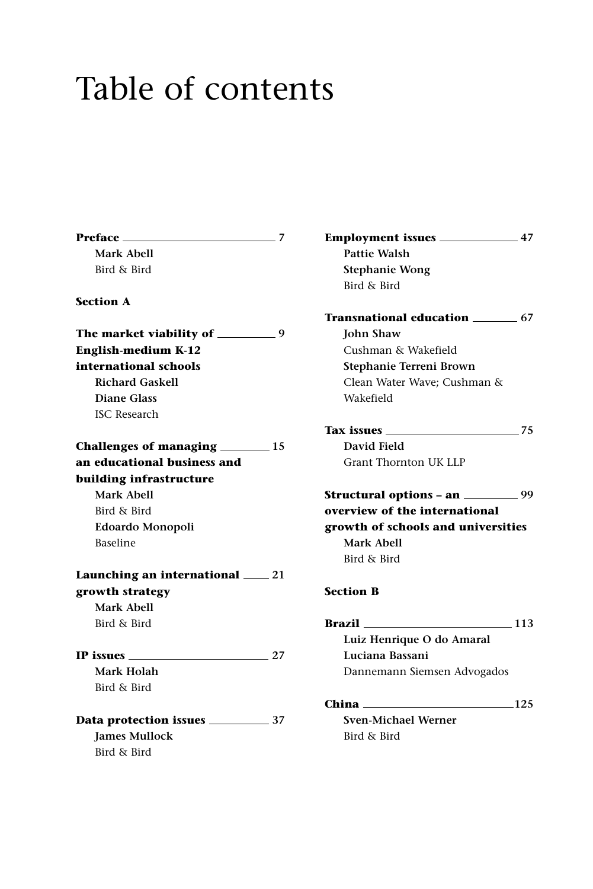# Table of contents

**Preface** 7
**Mark Abell**
Bird & Bird

**Section A**

**The market viability of English-medium K-12 international schools** 9
**Richard Gaskell**
**Diane Glass**
ISC Research

**Challenges of managing an educational business and building infrastructure** 15
**Mark Abell**
Bird & Bird
**Edoardo Monopoli**
Baseline

**Launching an international growth strategy** 21
**Mark Abell**
Bird & Bird

**IP issues** 27
**Mark Holah**
Bird & Bird

**Data protection issues** 37
**James Mullock**
Bird & Bird

**Employment issues** 47
**Pattie Walsh**
**Stephanie Wong**
Bird & Bird

**Transnational education** 67
**John Shaw**
Cushman & Wakefield
**Stephanie Terreni Brown**
Clean Water Wave; Cushman & Wakefield

**Tax issues** 75
**David Field**
Grant Thornton UK LLP

**Structural options – an overview of the international growth of schools and universities** 99
**Mark Abell**
Bird & Bird

**Section B**

**Brazil** 113
**Luiz Henrique O do Amaral**
**Luciana Bassani**
Dannemann Siemsen Advogados

**China** 125
**Sven-Michael Werner**
Bird & Bird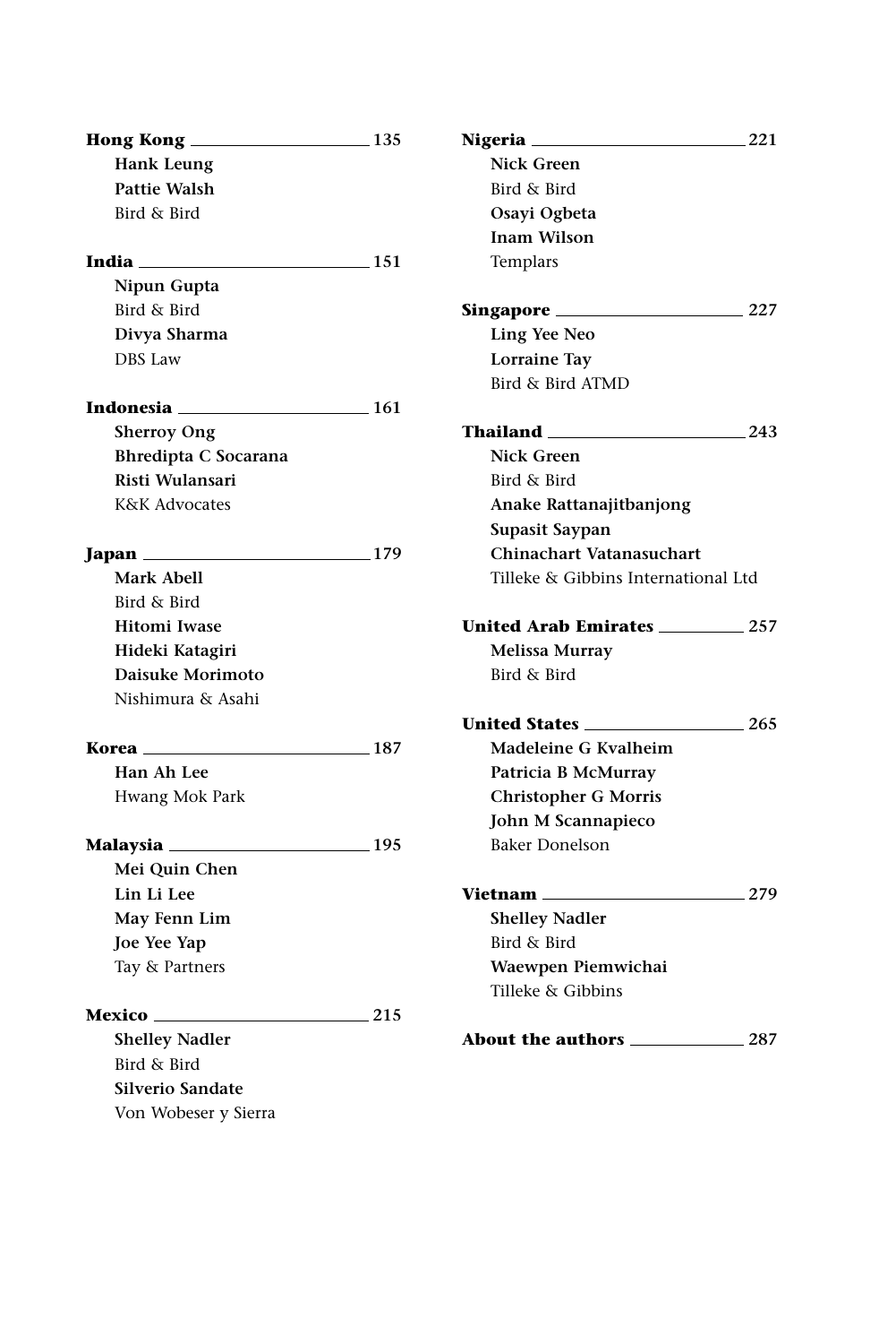**Hong Kong** 135
**Hank Leung**
**Pattie Walsh**
Bird & Bird

**India** 151
**Nipun Gupta**
Bird & Bird
**Divya Sharma**
DBS Law

**Indonesia** 161
**Sherroy Ong**
**Bhredipta C Socarana**
**Risti Wulansari**
K&K Advocates

**Japan** 179
**Mark Abell**
Bird & Bird
**Hitomi Iwase**
**Hideki Katagiri**
**Daisuke Morimoto**
Nishimura & Asahi

**Korea** 187
**Han Ah Lee**
Hwang Mok Park

**Malaysia** 195
**Mei Quin Chen**
**Lin Li Lee**
**May Fenn Lim**
**Joe Yee Yap**
Tay & Partners

**Mexico** 215
**Shelley Nadler**
Bird & Bird
**Silverio Sandate**
Von Wobeser y Sierra

**Nigeria** 221
**Nick Green**
Bird & Bird
**Osayi Ogbeta**
**Inam Wilson**
Templars

**Singapore** 227
**Ling Yee Neo**
**Lorraine Tay**
Bird & Bird ATMD

**Thailand** 243
**Nick Green**
Bird & Bird
**Anake Rattanajitbanjong**
**Supasit Saypan**
**Chinachart Vatanasuchart**
Tilleke & Gibbins International Ltd

**United Arab Emirates** 257
**Melissa Murray**
Bird & Bird

**United States** 265
**Madeleine G Kvalheim**
**Patricia B McMurray**
**Christopher G Morris**
**John M Scannapieco**
Baker Donelson

**Vietnam** 279
**Shelley Nadler**
Bird & Bird
**Waewpen Piemwichai**
Tilleke & Gibbins

**About the authors** 287